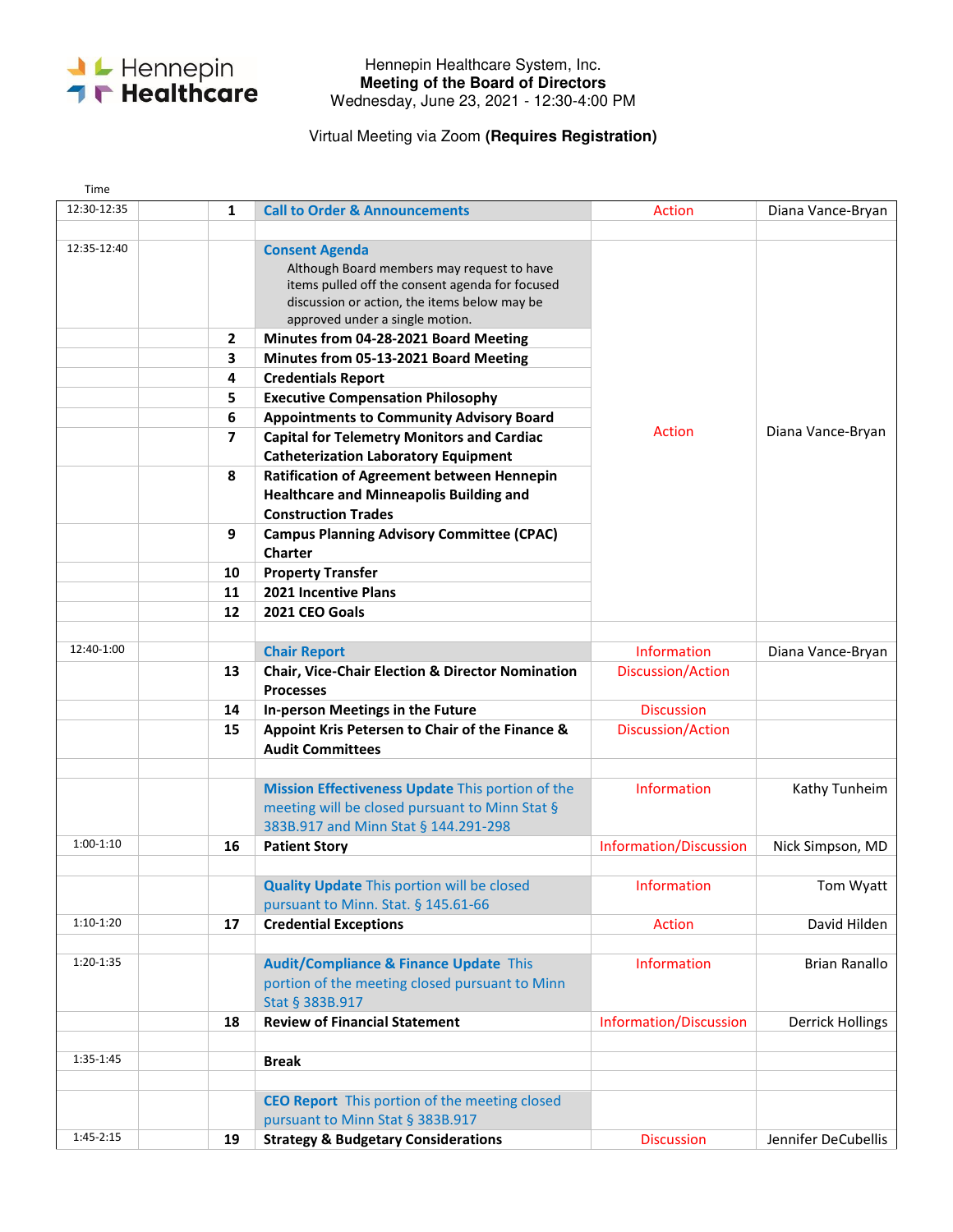Hennepin Healthcare System, Inc.
**Meeting of the Board of Directors**
Wednesday, June 23, 2021 - 12:30-4:00 PM

Virtual Meeting via Zoom **(Requires Registration)**

| Time | | | | | |
|---|---|---|---|---|---|
| 12:30-12:35 | | 1 | Call to Order & Announcements | Action | Diana Vance-Bryan |
| | | | | | |
| 12:35-12:40 | | | **Consent Agenda** Although Board members may request to have items pulled off the consent agenda for focused discussion or action, the items below may be approved under a single motion. | Action | Diana Vance-Bryan |
| | | 2 | **Minutes from 04-28-2021 Board Meeting** | | |
| | | 3 | **Minutes from 05-13-2021 Board Meeting** | | |
| | | 4 | **Credentials Report** | | |
| | | 5 | **Executive Compensation Philosophy** | | |
| | | 6 | **Appointments to Community Advisory Board** | | |
| | | 7 | **Capital for Telemetry Monitors and Cardiac Catheterization Laboratory Equipment** | | |
| | | 8 | **Ratification of Agreement between Hennepin Healthcare and Minneapolis Building and Construction Trades** | | |
| | | 9 | **Campus Planning Advisory Committee (CPAC) Charter** | | |
| | | 10 | **Property Transfer** | | |
| | | 11 | **2021 Incentive Plans** | | |
| | | 12 | **2021 CEO Goals** | | |
| | | | | | |
| 12:40-1:00 | | | **Chair Report** | Information | Diana Vance-Bryan |
| | | 13 | **Chair, Vice-Chair Election & Director Nomination Processes** | Discussion/Action | |
| | | 14 | **In-person Meetings in the Future** | Discussion | |
| | | 15 | **Appoint Kris Petersen to Chair of the Finance & Audit Committees** | Discussion/Action | |
| | | | | | |
| | | | **Mission Effectiveness Update** This portion of the meeting will be closed pursuant to Minn Stat § 383B.917 and Minn Stat § 144.291-298 | Information | Kathy Tunheim |
| 1:00-1:10 | | 16 | **Patient Story** | Information/Discussion | Nick Simpson, MD |
| | | | | | |
| | | | **Quality Update** This portion will be closed pursuant to Minn. Stat. § 145.61-66 | Information | Tom Wyatt |
| 1:10-1:20 | | 17 | **Credential Exceptions** | Action | David Hilden |
| | | | | | |
| 1:20-1:35 | | | **Audit/Compliance & Finance Update** This portion of the meeting closed pursuant to Minn Stat § 383B.917 | Information | Brian Ranallo |
| | | 18 | **Review of Financial Statement** | Information/Discussion | Derrick Hollings |
| | | | | | |
| 1:35-1:45 | | | **Break** | | |
| | | | | | |
| | | | **CEO Report** This portion of the meeting closed pursuant to Minn Stat § 383B.917 | | |
| 1:45-2:15 | | 19 | **Strategy & Budgetary Considerations** | Discussion | Jennifer DeCubellis |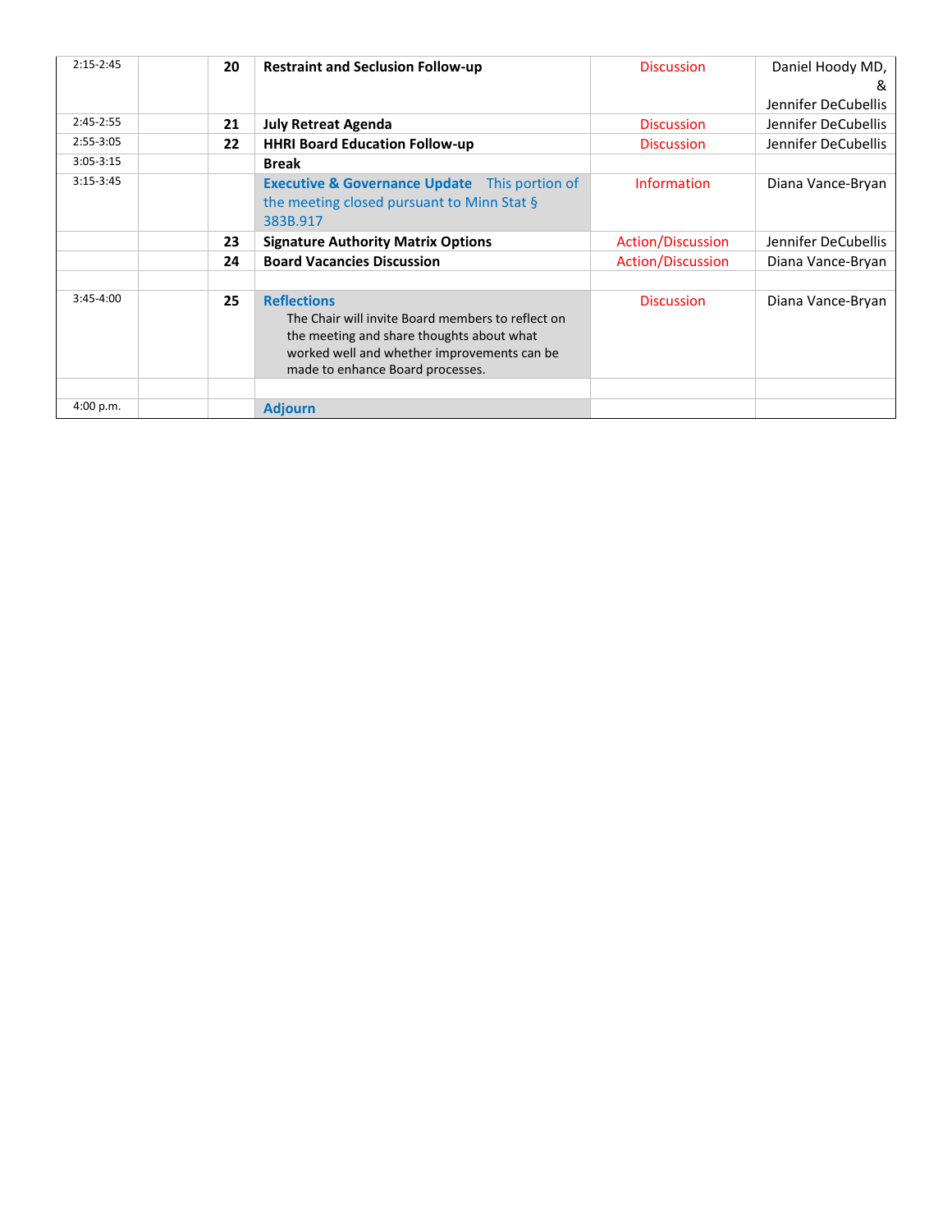| | | | | | |
|---|---|---|---|---|---|
| 2:15-2:45 | | 20 | **Restraint and Seclusion Follow-up** | Discussion | Daniel Hoody MD, & Jennifer DeCubellis |
| 2:45-2:55 | | 21 | **July Retreat Agenda** | Discussion | Jennifer DeCubellis |
| 2:55-3:05 | | 22 | **HHRI Board Education Follow-up** | Discussion | Jennifer DeCubellis |
| 3:05-3:15 | | | **Break** | | |
| 3:15-3:45 | | | **Executive & Governance Update** This portion of the meeting closed pursuant to Minn Stat § 383B.917 | Information | Diana Vance-Bryan |
| | | 23 | **Signature Authority Matrix Options** | Action/Discussion | Jennifer DeCubellis |
| | | 24 | **Board Vacancies Discussion** | Action/Discussion | Diana Vance-Bryan |
| | | | | | |
| 3:45-4:00 | | 25 | **Reflections** The Chair will invite Board members to reflect on the meeting and share thoughts about what worked well and whether improvements can be made to enhance Board processes. | Discussion | Diana Vance-Bryan |
| | | | | | |
| 4:00 p.m. | | | **Adjourn** | | |